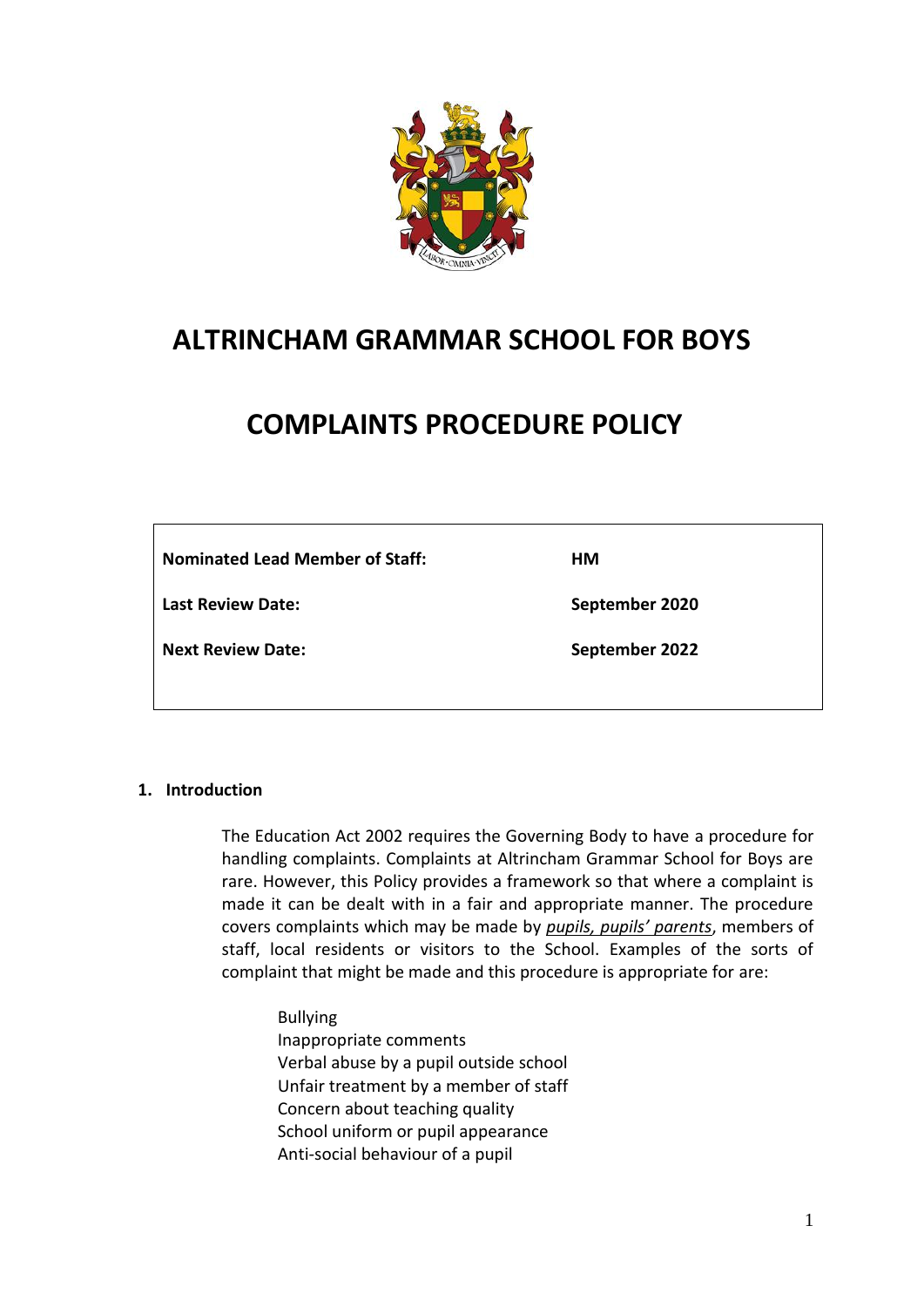# ALTRINCHAM GRAMMAR SCHOOL FOR BOYS

# COMPLAINTS PROCEDURE POLICY

| | |
|---|---|
| **Nominated Lead Member of Staff:** | **HM** |
| **Last Review Date:** | **September 2020** |
| **Next Review Date:** | **September 2022** |

## 1. Introduction

The Education Act 2002 requires the Governing Body to have a procedure for handling complaints. Complaints at Altrincham Grammar School for Boys are rare. However, this Policy provides a framework so that where a complaint is made it can be dealt with in a fair and appropriate manner. The procedure covers complaints which may be made by *pupils, pupils' parents*, members of staff, local residents or visitors to the School. Examples of the sorts of complaint that might be made and this procedure is appropriate for are:

- Bullying
- Inappropriate comments
- Verbal abuse by a pupil outside school
- Unfair treatment by a member of staff
- Concern about teaching quality
- School uniform or pupil appearance
- Anti-social behaviour of a pupil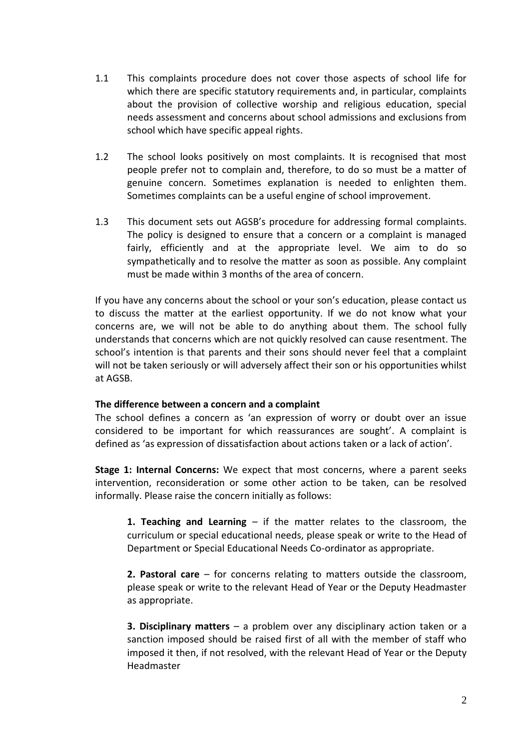1.1 This complaints procedure does not cover those aspects of school life for which there are specific statutory requirements and, in particular, complaints about the provision of collective worship and religious education, special needs assessment and concerns about school admissions and exclusions from school which have specific appeal rights.

1.2 The school looks positively on most complaints. It is recognised that most people prefer not to complain and, therefore, to do so must be a matter of genuine concern. Sometimes explanation is needed to enlighten them. Sometimes complaints can be a useful engine of school improvement.

1.3 This document sets out AGSB's procedure for addressing formal complaints. The policy is designed to ensure that a concern or a complaint is managed fairly, efficiently and at the appropriate level. We aim to do so sympathetically and to resolve the matter as soon as possible. Any complaint must be made within 3 months of the area of concern.

If you have any concerns about the school or your son's education, please contact us to discuss the matter at the earliest opportunity. If we do not know what your concerns are, we will not be able to do anything about them. The school fully understands that concerns which are not quickly resolved can cause resentment. The school's intention is that parents and their sons should never feel that a complaint will not be taken seriously or will adversely affect their son or his opportunities whilst at AGSB.

**The difference between a concern and a complaint**

The school defines a concern as 'an expression of worry or doubt over an issue considered to be important for which reassurances are sought'. A complaint is defined as 'as expression of dissatisfaction about actions taken or a lack of action'.

**Stage 1: Internal Concerns:** We expect that most concerns, where a parent seeks intervention, reconsideration or some other action to be taken, can be resolved informally. Please raise the concern initially as follows:

**1. Teaching and Learning** – if the matter relates to the classroom, the curriculum or special educational needs, please speak or write to the Head of Department or Special Educational Needs Co-ordinator as appropriate.

**2. Pastoral care** – for concerns relating to matters outside the classroom, please speak or write to the relevant Head of Year or the Deputy Headmaster as appropriate.

**3. Disciplinary matters** – a problem over any disciplinary action taken or a sanction imposed should be raised first of all with the member of staff who imposed it then, if not resolved, with the relevant Head of Year or the Deputy Headmaster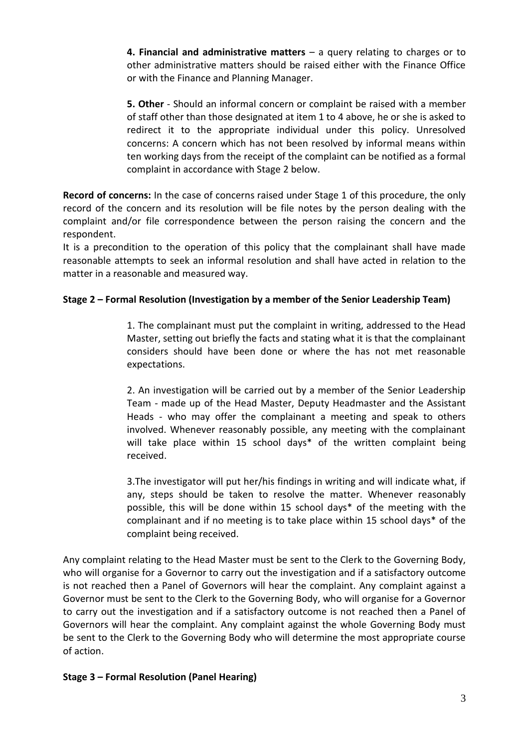**4. Financial and administrative matters** – a query relating to charges or to other administrative matters should be raised either with the Finance Office or with the Finance and Planning Manager.

**5. Other** - Should an informal concern or complaint be raised with a member of staff other than those designated at item 1 to 4 above, he or she is asked to redirect it to the appropriate individual under this policy. Unresolved concerns: A concern which has not been resolved by informal means within ten working days from the receipt of the complaint can be notified as a formal complaint in accordance with Stage 2 below.

**Record of concerns:** In the case of concerns raised under Stage 1 of this procedure, the only record of the concern and its resolution will be file notes by the person dealing with the complaint and/or file correspondence between the person raising the concern and the respondent.

It is a precondition to the operation of this policy that the complainant shall have made reasonable attempts to seek an informal resolution and shall have acted in relation to the matter in a reasonable and measured way.

**Stage 2 – Formal Resolution (Investigation by a member of the Senior Leadership Team)**

1. The complainant must put the complaint in writing, addressed to the Head Master, setting out briefly the facts and stating what it is that the complainant considers should have been done or where the has not met reasonable expectations.

2. An investigation will be carried out by a member of the Senior Leadership Team - made up of the Head Master, Deputy Headmaster and the Assistant Heads - who may offer the complainant a meeting and speak to others involved. Whenever reasonably possible, any meeting with the complainant will take place within 15 school days* of the written complaint being received.

3.The investigator will put her/his findings in writing and will indicate what, if any, steps should be taken to resolve the matter. Whenever reasonably possible, this will be done within 15 school days* of the meeting with the complainant and if no meeting is to take place within 15 school days* of the complaint being received.

Any complaint relating to the Head Master must be sent to the Clerk to the Governing Body, who will organise for a Governor to carry out the investigation and if a satisfactory outcome is not reached then a Panel of Governors will hear the complaint. Any complaint against a Governor must be sent to the Clerk to the Governing Body, who will organise for a Governor to carry out the investigation and if a satisfactory outcome is not reached then a Panel of Governors will hear the complaint. Any complaint against the whole Governing Body must be sent to the Clerk to the Governing Body who will determine the most appropriate course of action.

**Stage 3 – Formal Resolution (Panel Hearing)**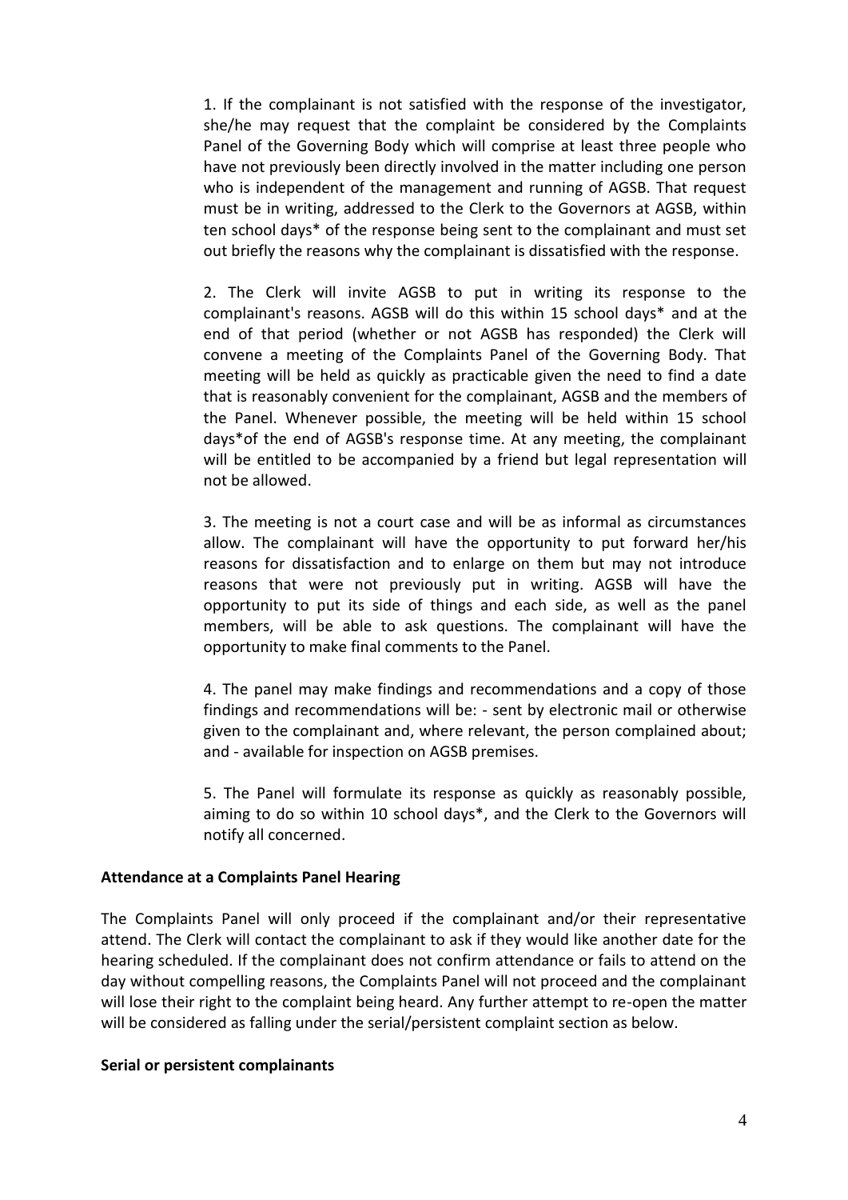1. If the complainant is not satisfied with the response of the investigator, she/he may request that the complaint be considered by the Complaints Panel of the Governing Body which will comprise at least three people who have not previously been directly involved in the matter including one person who is independent of the management and running of AGSB. That request must be in writing, addressed to the Clerk to the Governors at AGSB, within ten school days* of the response being sent to the complainant and must set out briefly the reasons why the complainant is dissatisfied with the response.

2. The Clerk will invite AGSB to put in writing its response to the complainant's reasons. AGSB will do this within 15 school days* and at the end of that period (whether or not AGSB has responded) the Clerk will convene a meeting of the Complaints Panel of the Governing Body. That meeting will be held as quickly as practicable given the need to find a date that is reasonably convenient for the complainant, AGSB and the members of the Panel. Whenever possible, the meeting will be held within 15 school days*of the end of AGSB's response time. At any meeting, the complainant will be entitled to be accompanied by a friend but legal representation will not be allowed.

3. The meeting is not a court case and will be as informal as circumstances allow. The complainant will have the opportunity to put forward her/his reasons for dissatisfaction and to enlarge on them but may not introduce reasons that were not previously put in writing. AGSB will have the opportunity to put its side of things and each side, as well as the panel members, will be able to ask questions. The complainant will have the opportunity to make final comments to the Panel.

4. The panel may make findings and recommendations and a copy of those findings and recommendations will be: - sent by electronic mail or otherwise given to the complainant and, where relevant, the person complained about; and - available for inspection on AGSB premises.

5. The Panel will formulate its response as quickly as reasonably possible, aiming to do so within 10 school days*, and the Clerk to the Governors will notify all concerned.

**Attendance at a Complaints Panel Hearing**

The Complaints Panel will only proceed if the complainant and/or their representative attend. The Clerk will contact the complainant to ask if they would like another date for the hearing scheduled. If the complainant does not confirm attendance or fails to attend on the day without compelling reasons, the Complaints Panel will not proceed and the complainant will lose their right to the complaint being heard. Any further attempt to re-open the matter will be considered as falling under the serial/persistent complaint section as below.

**Serial or persistent complainants**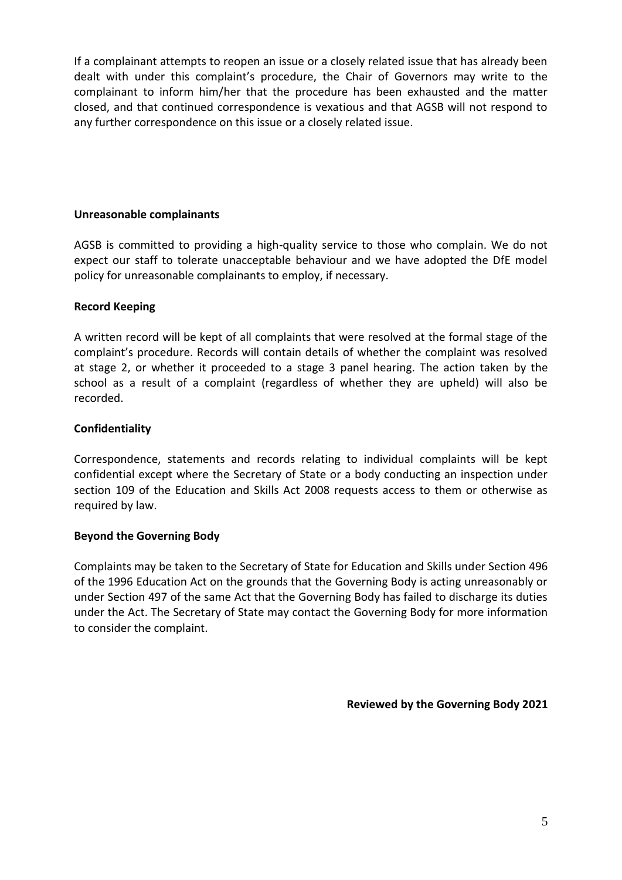If a complainant attempts to reopen an issue or a closely related issue that has already been dealt with under this complaint's procedure, the Chair of Governors may write to the complainant to inform him/her that the procedure has been exhausted and the matter closed, and that continued correspondence is vexatious and that AGSB will not respond to any further correspondence on this issue or a closely related issue.

**Unreasonable complainants**

AGSB is committed to providing a high-quality service to those who complain. We do not expect our staff to tolerate unacceptable behaviour and we have adopted the DfE model policy for unreasonable complainants to employ, if necessary.

**Record Keeping**

A written record will be kept of all complaints that were resolved at the formal stage of the complaint's procedure. Records will contain details of whether the complaint was resolved at stage 2, or whether it proceeded to a stage 3 panel hearing. The action taken by the school as a result of a complaint (regardless of whether they are upheld) will also be recorded.

**Confidentiality**

Correspondence, statements and records relating to individual complaints will be kept confidential except where the Secretary of State or a body conducting an inspection under section 109 of the Education and Skills Act 2008 requests access to them or otherwise as required by law.

**Beyond the Governing Body**

Complaints may be taken to the Secretary of State for Education and Skills under Section 496 of the 1996 Education Act on the grounds that the Governing Body is acting unreasonably or under Section 497 of the same Act that the Governing Body has failed to discharge its duties under the Act. The Secretary of State may contact the Governing Body for more information to consider the complaint.

**Reviewed by the Governing Body 2021**